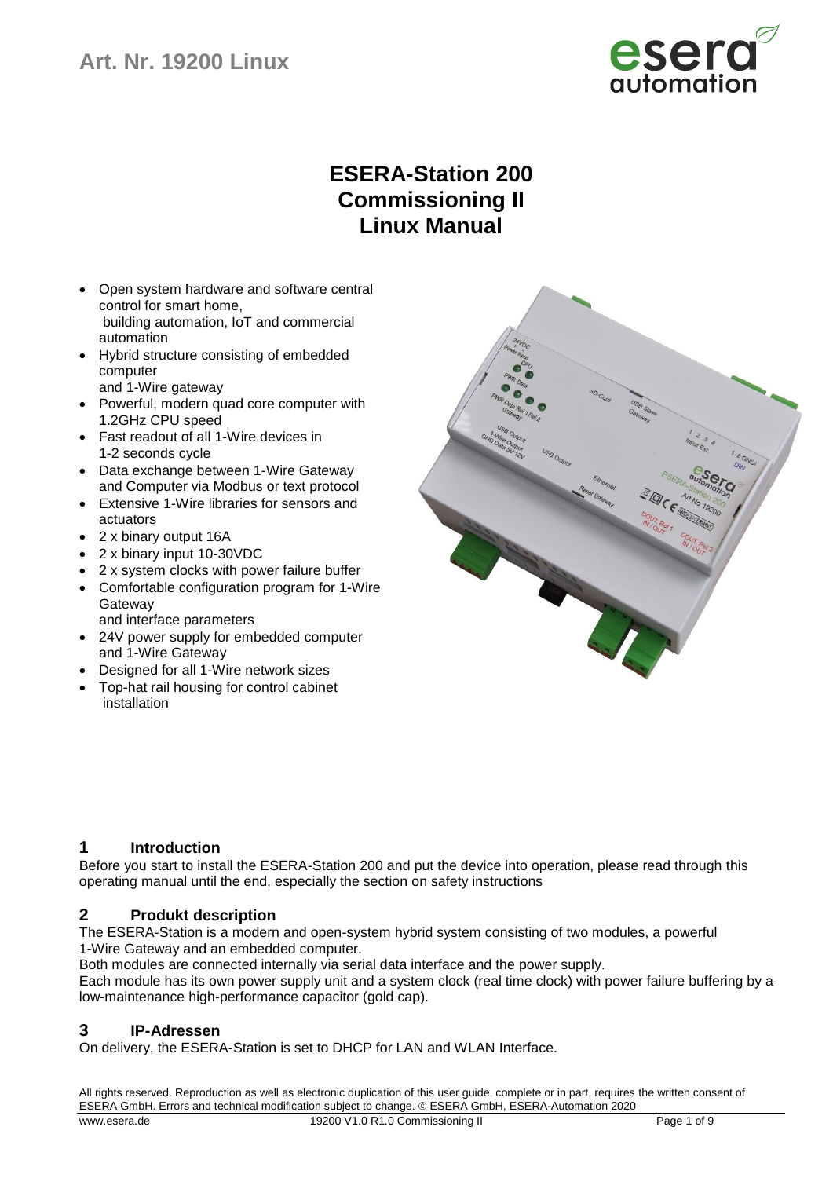# Art. Nr. 19200 Linux

# ESERA-Station 200 Commissioning II Linux Manual

- Open system hardware and software central control for smart home, building automation, IoT and commercial automation
- Hybrid structure consisting of embedded computer and 1-Wire gateway
- Powerful, modern quad core computer with 1.2GHz CPU speed
- Fast readout of all 1-Wire devices in 1-2 seconds cycle
- Data exchange between 1-Wire Gateway and Computer via Modbus or text protocol
- Extensive 1-Wire libraries for sensors and actuators
- 2 x binary output 16A
- 2 x binary input 10-30VDC
- 2 x system clocks with power failure buffer
- Comfortable configuration program for 1-Wire Gateway and interface parameters
- 24V power supply for embedded computer and 1-Wire Gateway
- Designed for all 1-Wire network sizes
- Top-hat rail housing for control cabinet installation

## 1 Introduction

Before you start to install the ESERA-Station 200 and put the device into operation, please read through this operating manual until the end, especially the section on safety instructions

## 2 Produkt description

The ESERA-Station is a modern and open-system hybrid system consisting of two modules, a powerful 1-Wire Gateway and an embedded computer.

Both modules are connected internally via serial data interface and the power supply.

Each module has its own power supply unit and a system clock (real time clock) with power failure buffering by a low-maintenance high-performance capacitor (gold cap).

## 3 IP-Adressen

On delivery, the ESERA-Station is set to DHCP for LAN and WLAN Interface.

All rights reserved. Reproduction as well as electronic duplication of this user guide, complete or in part, requires the written consent of ESERA GmbH. Errors and technical modification subject to change. © ESERA GmbH, ESERA-Automation 2020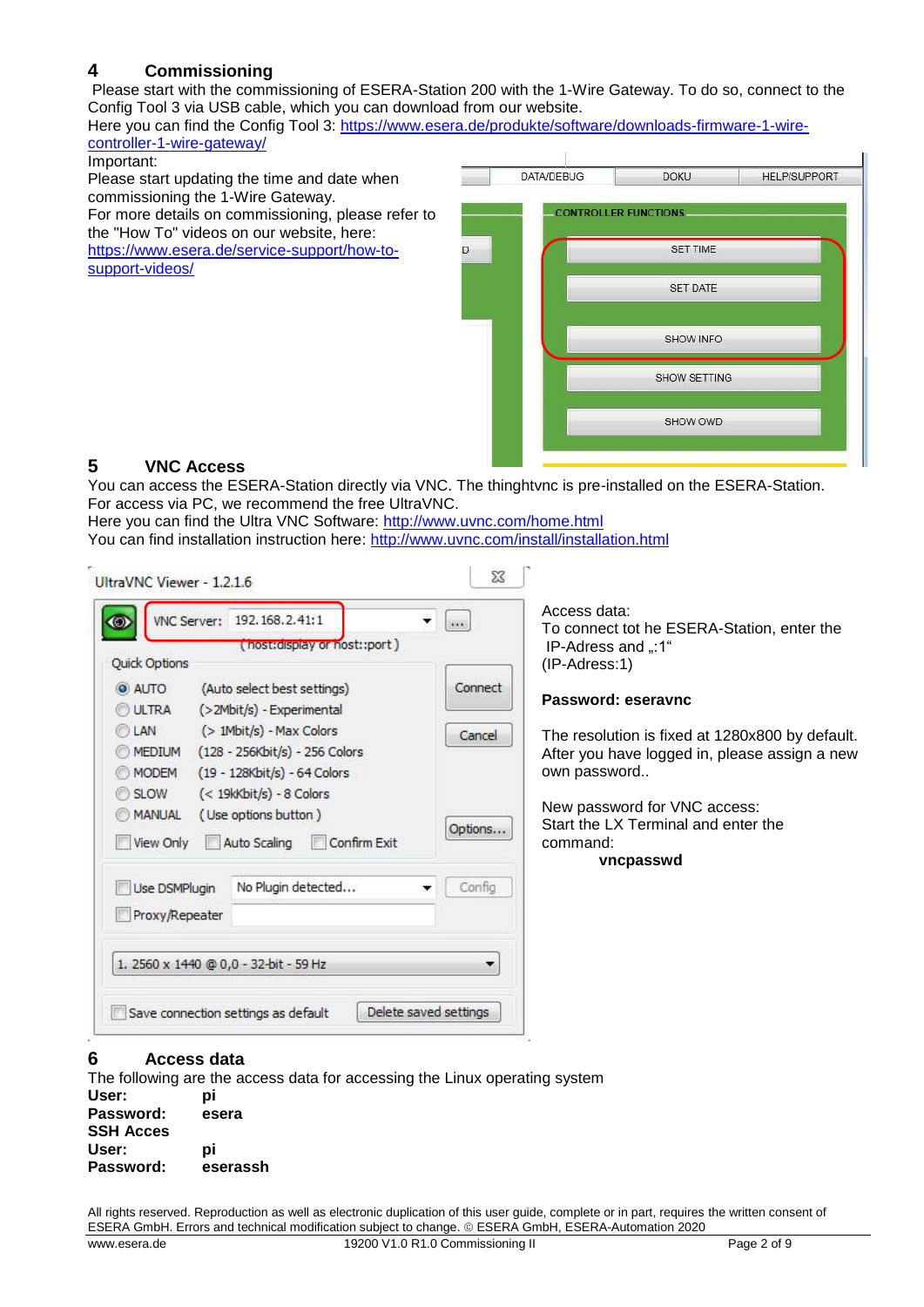## 4 Commissioning

Please start with the commissioning of ESERA-Station 200 with the 1-Wire Gateway. To do so, connect to the Config Tool 3 via USB cable, which you can download from our website.
Here you can find the Config Tool 3: https://www.esera.de/produkte/software/downloads-firmware-1-wire-controller-1-wire-gateway/

Important:
Please start updating the time and date when commissioning the 1-Wire Gateway.
For more details on commissioning, please refer to the "How To" videos on our website, here: https://www.esera.de/service-support/how-to-support-videos/

## 5 VNC Access

You can access the ESERA-Station directly via VNC. The thinghtvnc is pre-installed on the ESERA-Station.
For access via PC, we recommend the free UltraVNC.
Here you can find the Ultra VNC Software: http://www.uvnc.com/home.html
You can find installation instruction here: http://www.uvnc.com/install/installation.html

Access data:
To connect tot he ESERA-Station, enter the IP-Adress and „:1“
(IP-Adress:1)

**Password: eseravnc**

The resolution is fixed at 1280x800 by default. After you have logged in, please assign a new own password..

New password for VNC access:
Start the LX Terminal and enter the command:

**vncpasswd**

## 6 Access data

The following are the access data for accessing the Linux operating system

**User:** pi
**Password:** esera
**SSH Acces**
**User:** pi
**Password:** eserassh

All rights reserved. Reproduction as well as electronic duplication of this user guide, complete or in part, requires the written consent of ESERA GmbH. Errors and technical modification subject to change. © ESERA GmbH, ESERA-Automation 2020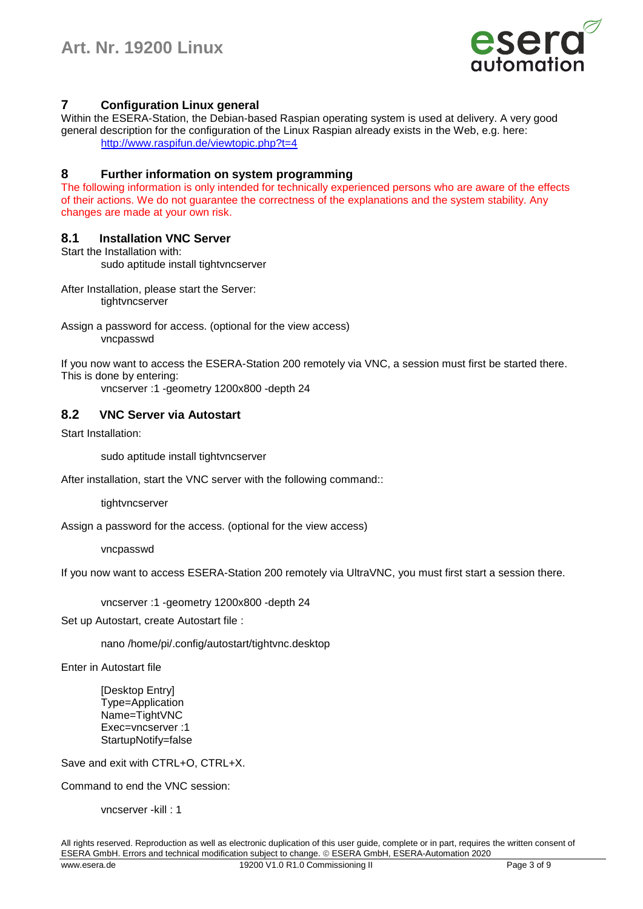## 7 Configuration Linux general

Within the ESERA-Station, the Debian-based Raspian operating system is used at delivery. A very good general description for the configuration of the Linux Raspian already exists in the Web, e.g. here:

http://www.raspifun.de/viewtopic.php?t=4

## 8 Further information on system programming

The following information is only intended for technically experienced persons who are aware of the effects of their actions. We do not guarantee the correctness of the explanations and the system stability. Any changes are made at your own risk.

### 8.1 Installation VNC Server

Start the Installation with:

```
sudo aptitude install tightvncserver
```

After Installation, please start the Server:

```
tightvncserver
```

Assign a password for access. (optional for the view access)

```
vncpasswd
```

If you now want to access the ESERA-Station 200 remotely via VNC, a session must first be started there. This is done by entering:

```
vncserver :1 -geometry 1200x800 -depth 24
```

### 8.2 VNC Server via Autostart

Start Installation:

```
sudo aptitude install tightvncserver
```

After installation, start the VNC server with the following command::

```
tightvncserver
```

Assign a password for the access. (optional for the view access)

```
vncpasswd
```

If you now want to access ESERA-Station 200 remotely via UltraVNC, you must first start a session there.

```
vncserver :1 -geometry 1200x800 -depth 24
```

Set up Autostart, create Autostart file :

```
nano /home/pi/.config/autostart/tightvnc.desktop
```

Enter in Autostart file

```
[Desktop Entry]
Type=Application
Name=TightVNC
Exec=vncserver :1
StartupNotify=false
```

Save and exit with CTRL+O, CTRL+X.

Command to end the VNC session:

```
vncserver -kill : 1
```

All rights reserved. Reproduction as well as electronic duplication of this user guide, complete or in part, requires the written consent of ESERA GmbH. Errors and technical modification subject to change. © ESERA GmbH, ESERA-Automation 2020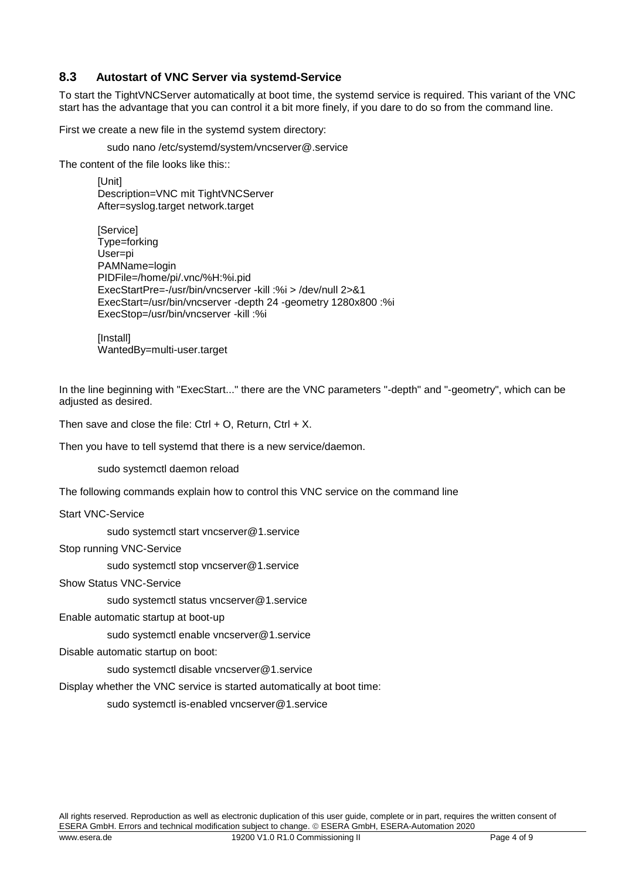## 8.3 Autostart of VNC Server via systemd-Service

To start the TightVNCServer automatically at boot time, the systemd service is required. This variant of the VNC start has the advantage that you can control it a bit more finely, if you dare to do so from the command line.

First we create a new file in the systemd system directory:

```
sudo nano /etc/systemd/system/vncserver@.service
```

The content of the file looks like this::

```
[Unit]
Description=VNC mit TightVNCServer
After=syslog.target network.target

[Service]
Type=forking
User=pi
PAMName=login
PIDFile=/home/pi/.vnc/%H:%i.pid
ExecStartPre=-/usr/bin/vncserver -kill :%i > /dev/null 2>&1
ExecStart=/usr/bin/vncserver -depth 24 -geometry 1280x800 :%i
ExecStop=/usr/bin/vncserver -kill :%i

[Install]
WantedBy=multi-user.target
```

In the line beginning with "ExecStart..." there are the VNC parameters "-depth" and "-geometry", which can be adjusted as desired.

Then save and close the file: Ctrl + O, Return, Ctrl + X.

Then you have to tell systemd that there is a new service/daemon.

```
sudo systemctl daemon reload
```

The following commands explain how to control this VNC service on the command line

Start VNC-Service

```
sudo systemctl start vncserver@1.service
```

Stop running VNC-Service

```
sudo systemctl stop vncserver@1.service
```

Show Status VNC-Service

```
sudo systemctl status vncserver@1.service
```

Enable automatic startup at boot-up

```
sudo systemctl enable vncserver@1.service
```

Disable automatic startup on boot:

```
sudo systemctl disable vncserver@1.service
```

Display whether the VNC service is started automatically at boot time:

```
sudo systemctl is-enabled vncserver@1.service
```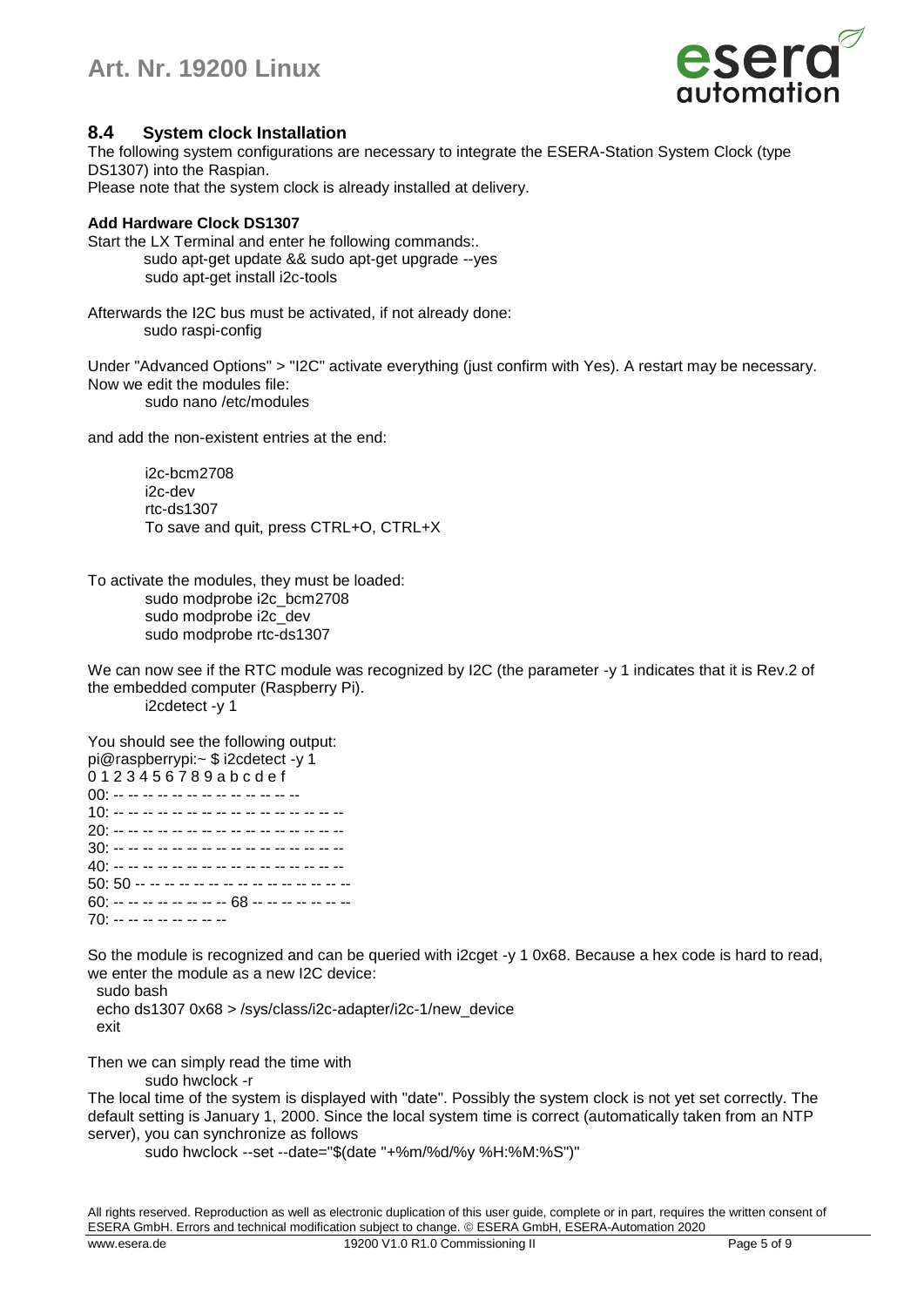## 8.4 System clock Installation

The following system configurations are necessary to integrate the ESERA-Station System Clock (type DS1307) into the Raspian.
Please note that the system clock is already installed at delivery.

**Add Hardware Clock DS1307**

Start the LX Terminal and enter he following commands:.

```
sudo apt-get update && sudo apt-get upgrade --yes
sudo apt-get install i2c-tools
```

Afterwards the I2C bus must be activated, if not already done:

```
sudo raspi-config
```

Under "Advanced Options" > "I2C" activate everything (just confirm with Yes). A restart may be necessary.
Now we edit the modules file:

```
sudo nano /etc/modules
```

and add the non-existent entries at the end:

```
i2c-bcm2708
i2c-dev
rtc-ds1307
```

To save and quit, press CTRL+O, CTRL+X

To activate the modules, they must be loaded:

```
sudo modprobe i2c_bcm2708
sudo modprobe i2c_dev
sudo modprobe rtc-ds1307
```

We can now see if the RTC module was recognized by I2C (the parameter -y 1 indicates that it is Rev.2 of the embedded computer (Raspberry Pi).

```
i2cdetect -y 1
```

You should see the following output:

```
pi@raspberrypi:~ $ i2cdetect -y 1
0 1 2 3 4 5 6 7 8 9 a b c d e f
00: -- -- -- -- -- -- -- -- -- -- -- -- --
10: -- -- -- -- -- -- -- -- -- -- -- -- -- -- -- --
20: -- -- -- -- -- -- -- -- -- -- -- -- -- -- -- --
30: -- -- -- -- -- -- -- -- -- -- -- -- -- -- -- --
40: -- -- -- -- -- -- -- -- -- -- -- -- -- -- -- --
50: 50 -- -- -- -- -- -- -- -- -- -- -- -- -- -- --
60: -- -- -- -- -- -- -- -- 68 -- -- -- -- -- -- --
70: -- -- -- -- -- -- -- --
```

So the module is recognized and can be queried with i2cget -y 1 0x68. Because a hex code is hard to read, we enter the module as a new I2C device:

```
sudo bash
echo ds1307 0x68 > /sys/class/i2c-adapter/i2c-1/new_device
exit
```

Then we can simply read the time with

```
sudo hwclock -r
```

The local time of the system is displayed with "date". Possibly the system clock is not yet set correctly. The default setting is January 1, 2000. Since the local system time is correct (automatically taken from an NTP server), you can synchronize as follows

```
sudo hwclock --set --date="$(date "+%m/%d/%y %H:%M:%S")"
```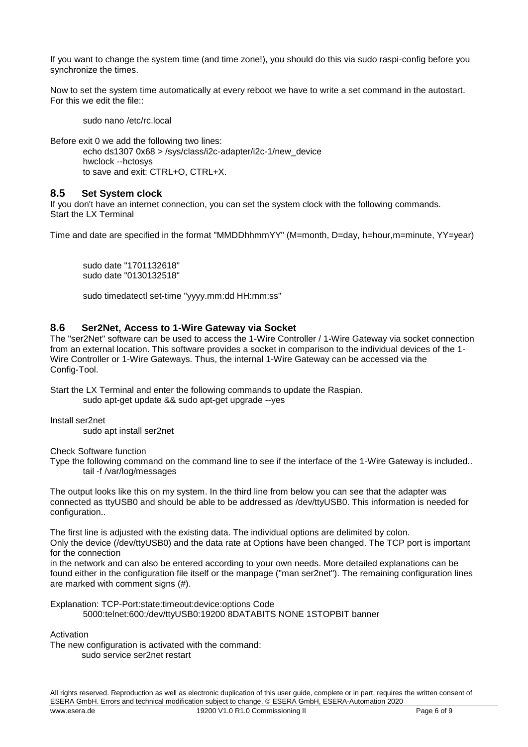If you want to change the system time (and time zone!), you should do this via sudo raspi-config before you synchronize the times.

Now to set the system time automatically at every reboot we have to write a set command in the autostart. For this we edit the file::

```
sudo nano /etc/rc.local
```

Before exit 0 we add the following two lines:

```
echo ds1307 0x68 > /sys/class/i2c-adapter/i2c-1/new_device
hwclock --hctosys
```

to save and exit: CTRL+O, CTRL+X.

## 8.5 Set System clock

If you don't have an internet connection, you can set the system clock with the following commands.
Start the LX Terminal

Time and date are specified in the format "MMDDhhmmYY" (M=month, D=day, h=hour,m=minute, YY=year)

```
sudo date "1701132618"
sudo date "0130132518"

sudo timedatectl set-time "yyyy.mm:dd HH:mm:ss"
```

## 8.6 Ser2Net, Access to 1-Wire Gateway via Socket

The "ser2Net" software can be used to access the 1-Wire Controller / 1-Wire Gateway via socket connection from an external location. This software provides a socket in comparison to the individual devices of the 1-Wire Controller or 1-Wire Gateways. Thus, the internal 1-Wire Gateway can be accessed via the Config-Tool.

Start the LX Terminal and enter the following commands to update the Raspian.

```
sudo apt-get update && sudo apt-get upgrade --yes
```

Install ser2net

```
sudo apt install ser2net
```

Check Software function

Type the following command on the command line to see if the interface of the 1-Wire Gateway is included..

```
tail -f /var/log/messages
```

The output looks like this on my system. In the third line from below you can see that the adapter was connected as ttyUSB0 and should be able to be addressed as /dev/ttyUSB0. This information is needed for configuration..

The first line is adjusted with the existing data. The individual options are delimited by colon.
Only the device (/dev/ttyUSB0) and the data rate at Options have been changed. The TCP port is important for the connection
in the network and can also be entered according to your own needs. More detailed explanations can be found either in the configuration file itself or the manpage ("man ser2net"). The remaining configuration lines are marked with comment signs (#).

Explanation: TCP-Port:state:timeout:device:options Code

```
5000:telnet:600:/dev/ttyUSB0:19200 8DATABITS NONE 1STOPBIT banner
```

Activation

The new configuration is activated with the command:

```
sudo service ser2net restart
```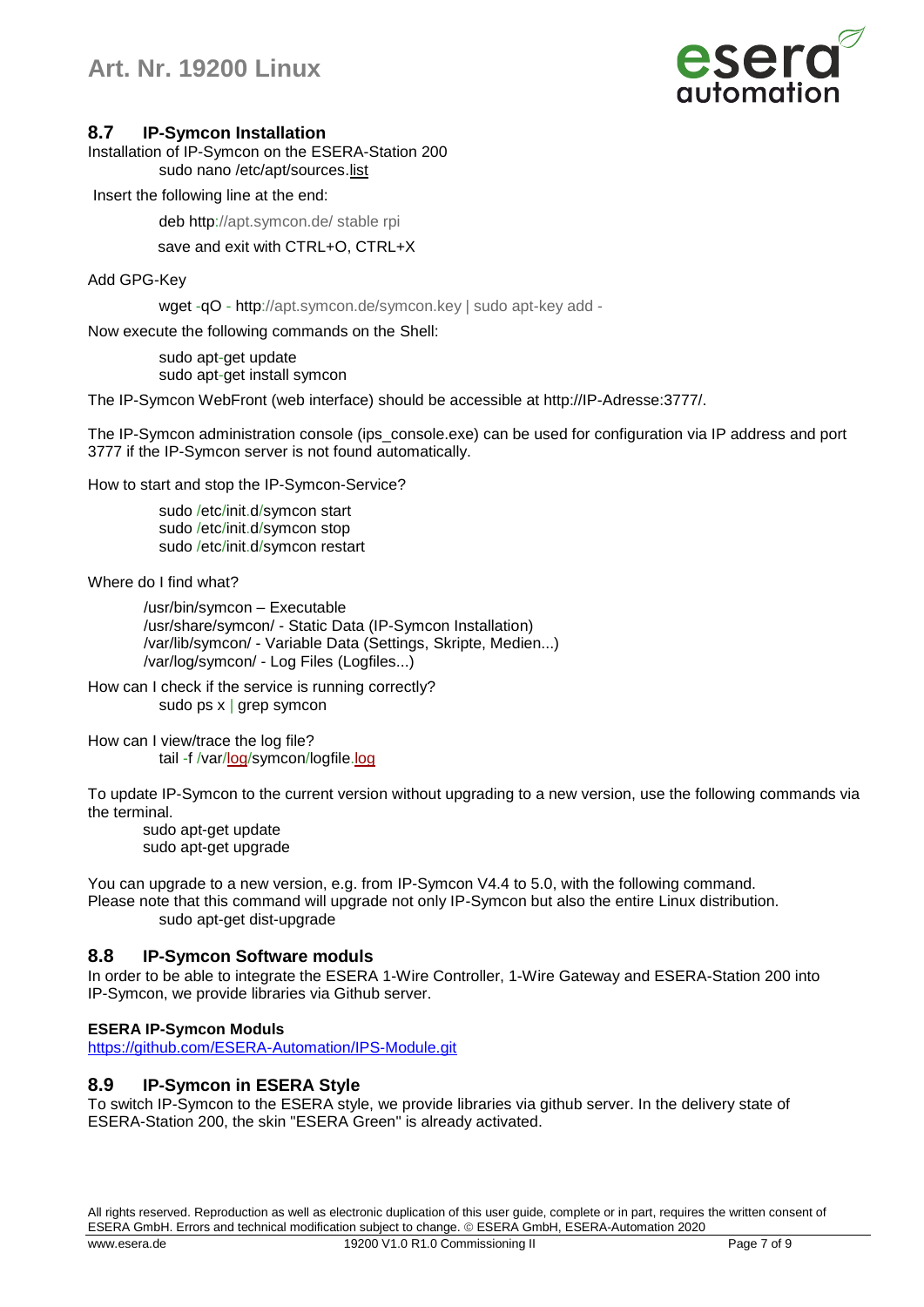## 8.7 IP-Symcon Installation

Installation of IP-Symcon on the ESERA-Station 200

```
sudo nano /etc/apt/sources.list
```

Insert the following line at the end:

```
deb http://apt.symcon.de/ stable rpi
```

save and exit with CTRL+O, CTRL+X

Add GPG-Key

```
wget -qO - http://apt.symcon.de/symcon.key | sudo apt-key add -
```

Now execute the following commands on the Shell:

```
sudo apt-get update
sudo apt-get install symcon
```

The IP-Symcon WebFront (web interface) should be accessible at http://IP-Adresse:3777/.

The IP-Symcon administration console (ips_console.exe) can be used for configuration via IP address and port 3777 if the IP-Symcon server is not found automatically.

How to start and stop the IP-Symcon-Service?

```
sudo /etc/init.d/symcon start
sudo /etc/init.d/symcon stop
sudo /etc/init.d/symcon restart
```

Where do I find what?

/usr/bin/symcon – Executable
/usr/share/symcon/ - Static Data (IP-Symcon Installation)
/var/lib/symcon/ - Variable Data (Settings, Skripte, Medien...)
/var/log/symcon/ - Log Files (Logfiles...)

How can I check if the service is running correctly?

```
sudo ps x | grep symcon
```

How can I view/trace the log file?

```
tail -f /var/log/symcon/logfile.log
```

To update IP-Symcon to the current version without upgrading to a new version, use the following commands via the terminal.

```
sudo apt-get update
sudo apt-get upgrade
```

You can upgrade to a new version, e.g. from IP-Symcon V4.4 to 5.0, with the following command.
Please note that this command will upgrade not only IP-Symcon but also the entire Linux distribution.

```
sudo apt-get dist-upgrade
```

## 8.8 IP-Symcon Software moduls

In order to be able to integrate the ESERA 1-Wire Controller, 1-Wire Gateway and ESERA-Station 200 into IP-Symcon, we provide libraries via Github server.

**ESERA IP-Symcon Moduls**

https://github.com/ESERA-Automation/IPS-Module.git

## 8.9 IP-Symcon in ESERA Style

To switch IP-Symcon to the ESERA style, we provide libraries via github server. In the delivery state of ESERA-Station 200, the skin "ESERA Green" is already activated.

All rights reserved. Reproduction as well as electronic duplication of this user guide, complete or in part, requires the written consent of ESERA GmbH. Errors and technical modification subject to change. © ESERA GmbH, ESERA-Automation 2020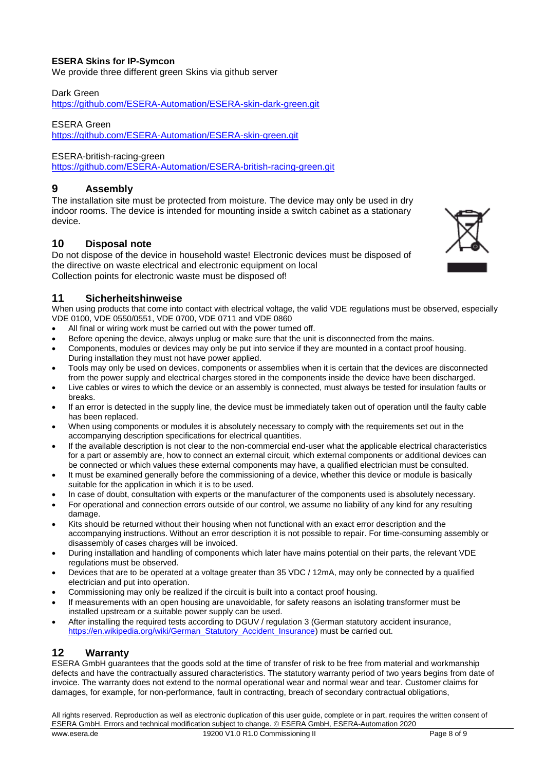**ESERA Skins for IP-Symcon**
We provide three different green Skins via github server

Dark Green
https://github.com/ESERA-Automation/ESERA-skin-dark-green.git

ESERA Green
https://github.com/ESERA-Automation/ESERA-skin-green.git

ESERA-british-racing-green
https://github.com/ESERA-Automation/ESERA-british-racing-green.git

## 9 Assembly

The installation site must be protected from moisture. The device may only be used in dry indoor rooms. The device is intended for mounting inside a switch cabinet as a stationary device.

## 10 Disposal note

Do not dispose of the device in household waste! Electronic devices must be disposed of the directive on waste electrical and electronic equipment on local
Collection points for electronic waste must be disposed of!

## 11 Sicherheitshinweise

When using products that come into contact with electrical voltage, the valid VDE regulations must be observed, especially VDE 0100, VDE 0550/0551, VDE 0700, VDE 0711 and VDE 0860

- All final or wiring work must be carried out with the power turned off.
- Before opening the device, always unplug or make sure that the unit is disconnected from the mains.
- Components, modules or devices may only be put into service if they are mounted in a contact proof housing. During installation they must not have power applied.
- Tools may only be used on devices, components or assemblies when it is certain that the devices are disconnected from the power supply and electrical charges stored in the components inside the device have been discharged.
- Live cables or wires to which the device or an assembly is connected, must always be tested for insulation faults or breaks.
- If an error is detected in the supply line, the device must be immediately taken out of operation until the faulty cable has been replaced.
- When using components or modules it is absolutely necessary to comply with the requirements set out in the accompanying description specifications for electrical quantities.
- If the available description is not clear to the non-commercial end-user what the applicable electrical characteristics for a part or assembly are, how to connect an external circuit, which external components or additional devices can be connected or which values these external components may have, a qualified electrician must be consulted.
- It must be examined generally before the commissioning of a device, whether this device or module is basically suitable for the application in which it is to be used.
- In case of doubt, consultation with experts or the manufacturer of the components used is absolutely necessary.
- For operational and connection errors outside of our control, we assume no liability of any kind for any resulting damage.
- Kits should be returned without their housing when not functional with an exact error description and the accompanying instructions. Without an error description it is not possible to repair. For time-consuming assembly or disassembly of cases charges will be invoiced.
- During installation and handling of components which later have mains potential on their parts, the relevant VDE regulations must be observed.
- Devices that are to be operated at a voltage greater than 35 VDC / 12mA, may only be connected by a qualified electrician and put into operation.
- Commissioning may only be realized if the circuit is built into a contact proof housing.
- If measurements with an open housing are unavoidable, for safety reasons an isolating transformer must be installed upstream or a suitable power supply can be used.
- After installing the required tests according to DGUV / regulation 3 (German statutory accident insurance, https://en.wikipedia.org/wiki/German_Statutory_Accident_Insurance) must be carried out.

## 12 Warranty

ESERA GmbH guarantees that the goods sold at the time of transfer of risk to be free from material and workmanship defects and have the contractually assured characteristics. The statutory warranty period of two years begins from date of invoice. The warranty does not extend to the normal operational wear and normal wear and tear. Customer claims for damages, for example, for non-performance, fault in contracting, breach of secondary contractual obligations,

All rights reserved. Reproduction as well as electronic duplication of this user guide, complete or in part, requires the written consent of ESERA GmbH. Errors and technical modification subject to change. © ESERA GmbH, ESERA-Automation 2020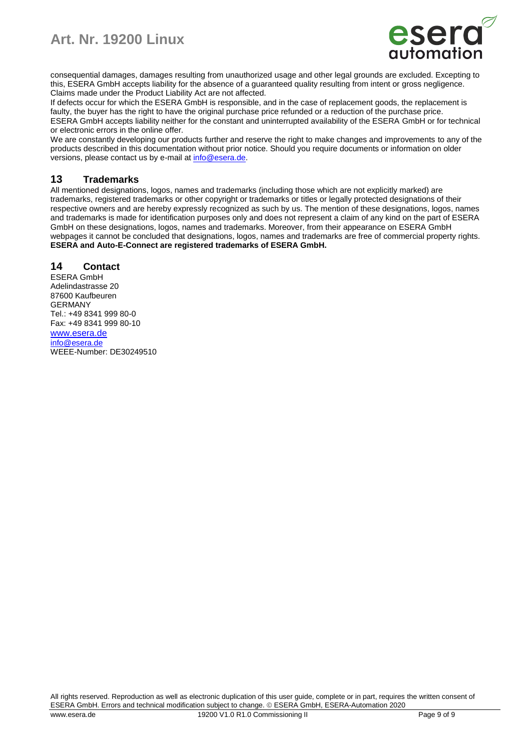consequential damages, damages resulting from unauthorized usage and other legal grounds are excluded. Excepting to this, ESERA GmbH accepts liability for the absence of a guaranteed quality resulting from intent or gross negligence. Claims made under the Product Liability Act are not affected.
If defects occur for which the ESERA GmbH is responsible, and in the case of replacement goods, the replacement is faulty, the buyer has the right to have the original purchase price refunded or a reduction of the purchase price.
ESERA GmbH accepts liability neither for the constant and uninterrupted availability of the ESERA GmbH or for technical or electronic errors in the online offer.
We are constantly developing our products further and reserve the right to make changes and improvements to any of the products described in this documentation without prior notice. Should you require documents or information on older versions, please contact us by e-mail at info@esera.de.

## 13 Trademarks

All mentioned designations, logos, names and trademarks (including those which are not explicitly marked) are trademarks, registered trademarks or other copyright or trademarks or titles or legally protected designations of their respective owners and are hereby expressly recognized as such by us. The mention of these designations, logos, names and trademarks is made for identification purposes only and does not represent a claim of any kind on the part of ESERA GmbH on these designations, logos, names and trademarks. Moreover, from their appearance on ESERA GmbH webpages it cannot be concluded that designations, logos, names and trademarks are free of commercial property rights.
**ESERA and Auto-E-Connect are registered trademarks of ESERA GmbH.**

## 14 Contact

ESERA GmbH
Adelindastrasse 20
87600 Kaufbeuren
GERMANY
Tel.: +49 8341 999 80-0
Fax: +49 8341 999 80-10
www.esera.de
info@esera.de
WEEE-Number: DE30249510

All rights reserved. Reproduction as well as electronic duplication of this user guide, complete or in part, requires the written consent of ESERA GmbH. Errors and technical modification subject to change. © ESERA GmbH, ESERA-Automation 2020